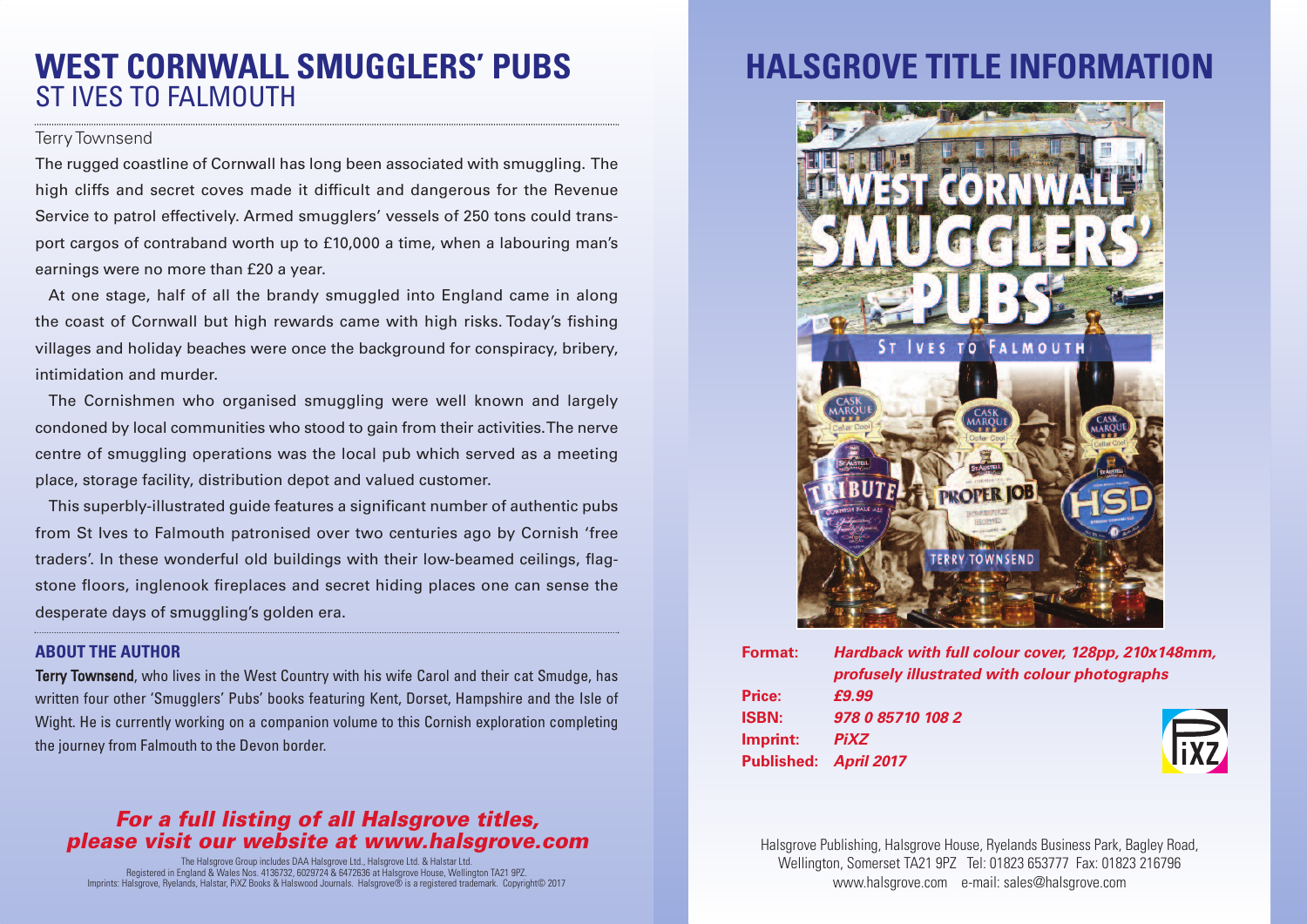# WEST CORNWALL SMUGGLERS' PUBS
## ST IVES TO FALMOUTH

Terry Townsend

The rugged coastline of Cornwall has long been associated with smuggling. The high cliffs and secret coves made it difficult and dangerous for the Revenue Service to patrol effectively. Armed smugglers' vessels of 250 tons could transport cargos of contraband worth up to £10,000 a time, when a labouring man's earnings were no more than £20 a year.

At one stage, half of all the brandy smuggled into England came in along the coast of Cornwall but high rewards came with high risks. Today's fishing villages and holiday beaches were once the background for conspiracy, bribery, intimidation and murder.

The Cornishmen who organised smuggling were well known and largely condoned by local communities who stood to gain from their activities. The nerve centre of smuggling operations was the local pub which served as a meeting place, storage facility, distribution depot and valued customer.

This superbly-illustrated guide features a significant number of authentic pubs from St Ives to Falmouth patronised over two centuries ago by Cornish 'free traders'. In these wonderful old buildings with their low-beamed ceilings, flagstone floors, inglenook fireplaces and secret hiding places one can sense the desperate days of smuggling's golden era.

### ABOUT THE AUTHOR

**Terry Townsend**, who lives in the West Country with his wife Carol and their cat Smudge, has written four other 'Smugglers' Pubs' books featuring Kent, Dorset, Hampshire and the Isle of Wight. He is currently working on a companion volume to this Cornish exploration completing the journey from Falmouth to the Devon border.

***For a full listing of all Halsgrove titles, please visit our website at www.halsgrove.com***

The Halsgrove Group includes DAA Halsgrove Ltd., Halsgrove Ltd. & Halstar Ltd.
Registered in England & Wales Nos. 4136732, 6029724 & 6472636 at Halsgrove House, Wellington TA21 9PZ.
Imprints: Halsgrove, Ryelands, Halstar, PiXZ Books & Halswood Journals. Halsgrove® is a registered trademark. Copyright© 2017

# HALSGROVE TITLE INFORMATION

**Format:** ***Hardback with full colour cover, 128pp, 210x148mm, profusely illustrated with colour photographs***
**Price:** ***£9.99***
**ISBN:** ***978 0 85710 108 2***
**Imprint:** ***PiXZ***
**Published:** ***April 2017***

Halsgrove Publishing, Halsgrove House, Ryelands Business Park, Bagley Road, Wellington, Somerset TA21 9PZ Tel: 01823 653777 Fax: 01823 216796
www.halsgrove.com e-mail: sales@halsgrove.com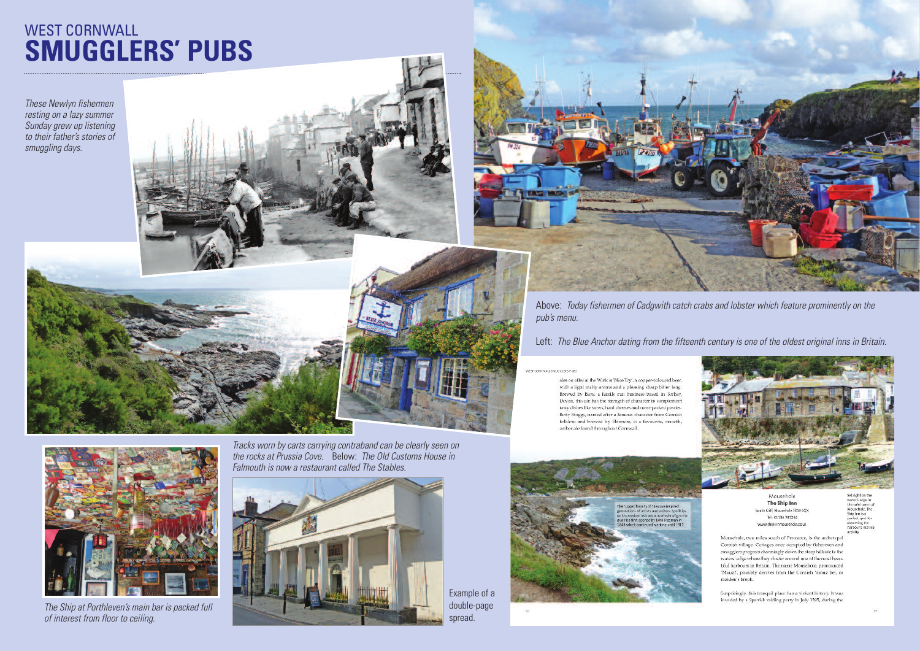# WEST CORNWALL
# SMUGGLERS' PUBS

*These Newlyn fishermen resting on a lazy summer Sunday grew up listening to their father's stories of smuggling days.*

Above: *Today fishermen of Cadgwith catch crabs and lobster which feature prominently on the pub's menu.*

Left: *The Blue Anchor dating from the fifteenth century is one of the oldest original inns in Britain.*

*Tracks worn by carts carrying contraband can be clearly seen on the rocks at Prussia Cove.* Below: *The Old Customs House in Falmouth is now a restaurant called The Stables.*

*The Ship at Porthleven's main bar is packed full of interest from floor to ceiling.*

Example of a double-page spread.

ales on offer at the Wink is 'Nice Try', a copper-coloured beer, with a light malty aroma and a pleasing sharp bitter tang. Brewed by Bays, a family run business based in Torbay, Devon, this ale has the strength of character to complement tasty dishes like stews, hard cheeses and meat-packed pasties. Betty Stogs, named after a famous character from Cornish folklore and brewed by Skinners, is a favourite, smooth, amber ale found throughout Cornwall.

The rugged beauty of the cove inspired generations of artists and writers. Spoilt by, on the western side are a scattering of granite quarries first opened by John Freeman in 1849 which continued working until 1911.

Mousehole
**The Ship Inn**
South Cliff, Mousehole TR19 6QX
Tel: 01736 731234
www.shipinnmousehole.co.uk

Set right on the water's edge in the safe haven of Mousehole, The Ship Inn is a perfect spot for observing the harbour's marine activity.

Mousehole, two miles south of Penzance, is the archetypal Cornish village. Cottages once occupied by fishermen and smugglers progress charmingly down the steep hillside to the waters' edge where they cluster around one of the most beautiful harbours in Britain. The name Mousehole, pronounced 'Mauzl', possibly derives from the Cornish 'mouz hel, or maiden's brook.

Surprisingly, this tranquil place has a violent history. It was invaded by a Spanish raiding party in July 1595, during the